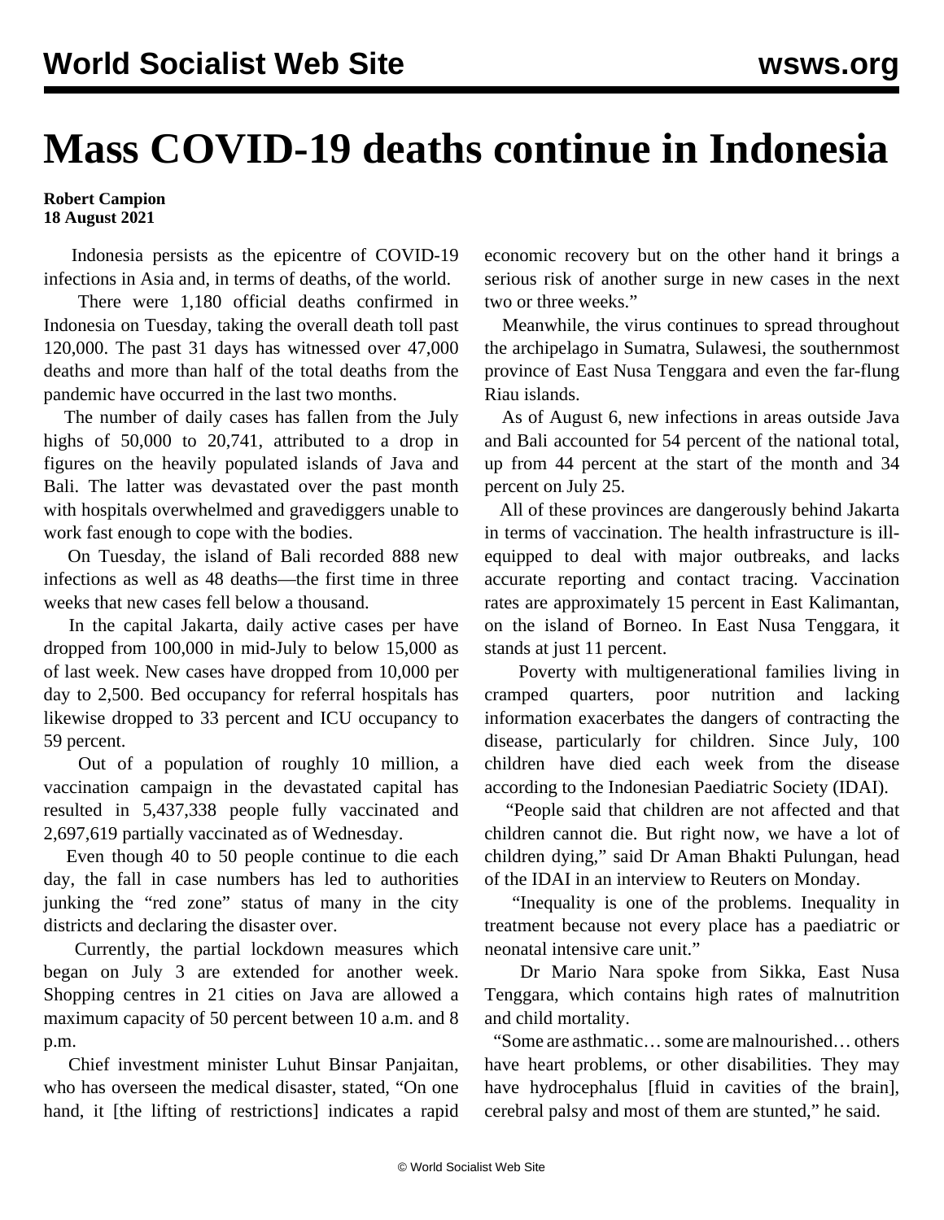# Mass COVID-19 deaths continue in Indonesia

**Robert Campion**
**18 August 2021**

Indonesia persists as the epicentre of COVID-19 infections in Asia and, in terms of deaths, of the world.

There were 1,180 official deaths confirmed in Indonesia on Tuesday, taking the overall death toll past 120,000. The past 31 days has witnessed over 47,000 deaths and more than half of the total deaths from the pandemic have occurred in the last two months.

The number of daily cases has fallen from the July highs of 50,000 to 20,741, attributed to a drop in figures on the heavily populated islands of Java and Bali. The latter was devastated over the past month with hospitals overwhelmed and gravediggers unable to work fast enough to cope with the bodies.

On Tuesday, the island of Bali recorded 888 new infections as well as 48 deaths—the first time in three weeks that new cases fell below a thousand.

In the capital Jakarta, daily active cases per have dropped from 100,000 in mid-July to below 15,000 as of last week. New cases have dropped from 10,000 per day to 2,500. Bed occupancy for referral hospitals has likewise dropped to 33 percent and ICU occupancy to 59 percent.

Out of a population of roughly 10 million, a vaccination campaign in the devastated capital has resulted in 5,437,338 people fully vaccinated and 2,697,619 partially vaccinated as of Wednesday.

Even though 40 to 50 people continue to die each day, the fall in case numbers has led to authorities junking the "red zone" status of many in the city districts and declaring the disaster over.

Currently, the partial lockdown measures which began on July 3 are extended for another week. Shopping centres in 21 cities on Java are allowed a maximum capacity of 50 percent between 10 a.m. and 8 p.m.

Chief investment minister Luhut Binsar Panjaitan, who has overseen the medical disaster, stated, "On one hand, it [the lifting of restrictions] indicates a rapid economic recovery but on the other hand it brings a serious risk of another surge in new cases in the next two or three weeks."

Meanwhile, the virus continues to spread throughout the archipelago in Sumatra, Sulawesi, the southernmost province of East Nusa Tenggara and even the far-flung Riau islands.

As of August 6, new infections in areas outside Java and Bali accounted for 54 percent of the national total, up from 44 percent at the start of the month and 34 percent on July 25.

All of these provinces are dangerously behind Jakarta in terms of vaccination. The health infrastructure is ill-equipped to deal with major outbreaks, and lacks accurate reporting and contact tracing. Vaccination rates are approximately 15 percent in East Kalimantan, on the island of Borneo. In East Nusa Tenggara, it stands at just 11 percent.

Poverty with multigenerational families living in cramped quarters, poor nutrition and lacking information exacerbates the dangers of contracting the disease, particularly for children. Since July, 100 children have died each week from the disease according to the Indonesian Paediatric Society (IDAI).

"People said that children are not affected and that children cannot die. But right now, we have a lot of children dying," said Dr Aman Bhakti Pulungan, head of the IDAI in an interview to Reuters on Monday.

"Inequality is one of the problems. Inequality in treatment because not every place has a paediatric or neonatal intensive care unit."

Dr Mario Nara spoke from Sikka, East Nusa Tenggara, which contains high rates of malnutrition and child mortality.

"Some are asthmatic… some are malnourished… others have heart problems, or other disabilities. They may have hydrocephalus [fluid in cavities of the brain], cerebral palsy and most of them are stunted," he said.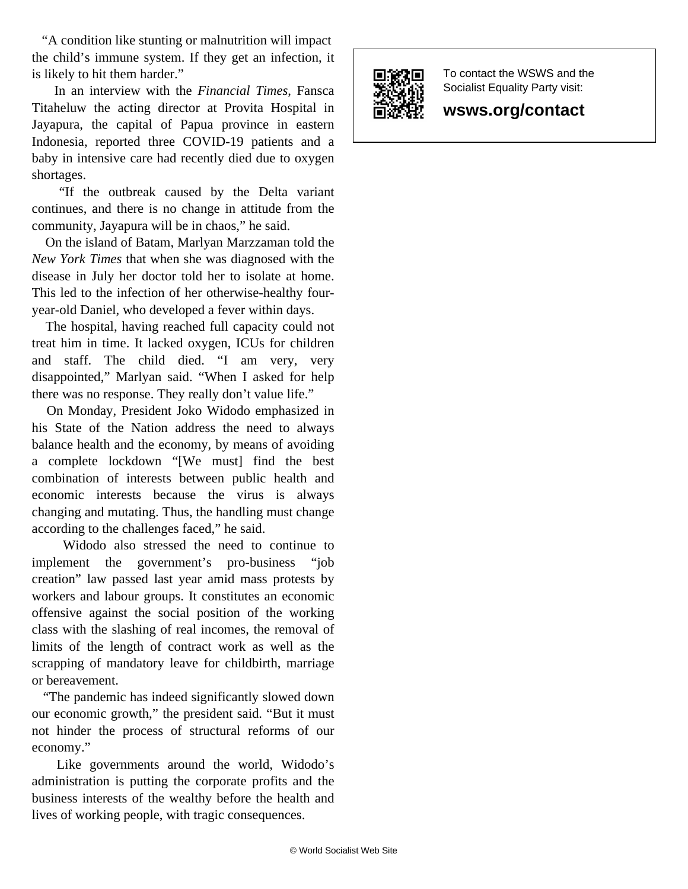"A condition like stunting or malnutrition will impact the child's immune system. If they get an infection, it is likely to hit them harder."

In an interview with the *Financial Times*, Fansca Titaheluw the acting director at Provita Hospital in Jayapura, the capital of Papua province in eastern Indonesia, reported three COVID-19 patients and a baby in intensive care had recently died due to oxygen shortages.

"If the outbreak caused by the Delta variant continues, and there is no change in attitude from the community, Jayapura will be in chaos," he said.

On the island of Batam, Marlyan Marzzaman told the *New York Times* that when she was diagnosed with the disease in July her doctor told her to isolate at home. This led to the infection of her otherwise-healthy four-year-old Daniel, who developed a fever within days.

The hospital, having reached full capacity could not treat him in time. It lacked oxygen, ICUs for children and staff. The child died. "I am very, very disappointed," Marlyan said. "When I asked for help there was no response. They really don't value life."

On Monday, President Joko Widodo emphasized in his State of the Nation address the need to always balance health and the economy, by means of avoiding a complete lockdown "[We must] find the best combination of interests between public health and economic interests because the virus is always changing and mutating. Thus, the handling must change according to the challenges faced," he said.

Widodo also stressed the need to continue to implement the government's pro-business "job creation" law passed last year amid mass protests by workers and labour groups. It constitutes an economic offensive against the social position of the working class with the slashing of real incomes, the removal of limits of the length of contract work as well as the scrapping of mandatory leave for childbirth, marriage or bereavement.

"The pandemic has indeed significantly slowed down our economic growth," the president said. "But it must not hinder the process of structural reforms of our economy."

Like governments around the world, Widodo's administration is putting the corporate profits and the business interests of the wealthy before the health and lives of working people, with tragic consequences.

To contact the WSWS and the Socialist Equality Party visit:

**wsws.org/contact**